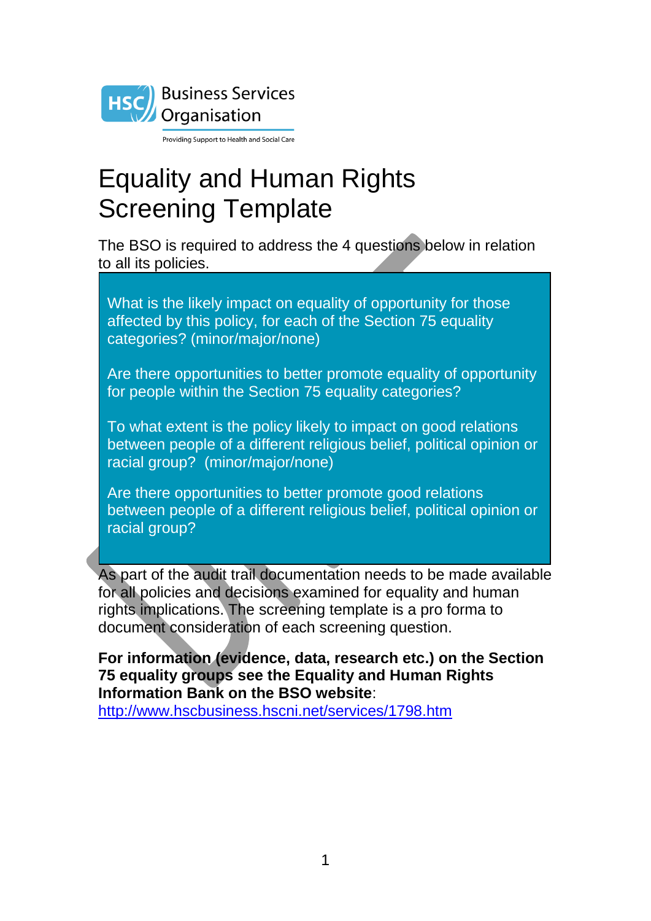Business Services Organisation

Providing Support to Health and Social Care

# Equality and Human Rights Screening Template

The BSO is required to address the 4 questions below in relation to all its policies.

> What is the likely impact on equality of opportunity for those affected by this policy, for each of the Section 75 equality categories? (minor/major/none)
>
> Are there opportunities to better promote equality of opportunity for people within the Section 75 equality categories?
>
> To what extent is the policy likely to impact on good relations between people of a different religious belief, political opinion or racial group? (minor/major/none)
>
> Are there opportunities to better promote good relations between people of a different religious belief, political opinion or racial group?

As part of the audit trail documentation needs to be made available for all policies and decisions examined for equality and human rights implications. The screening template is a pro forma to document consideration of each screening question.

**For information (evidence, data, research etc.) on the Section 75 equality groups see the Equality and Human Rights Information Bank on the BSO website**: http://www.hscbusiness.hscni.net/services/1798.htm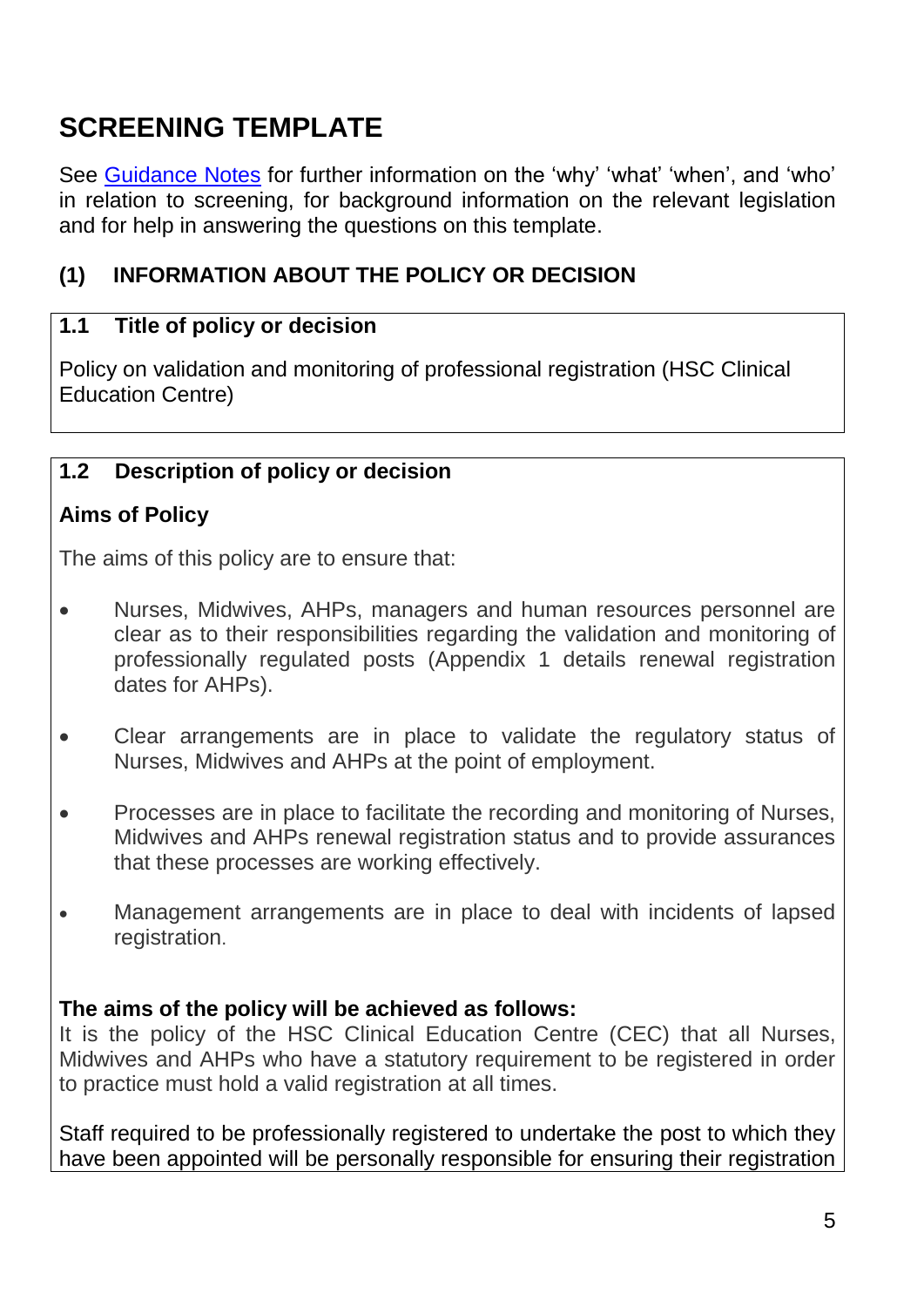# SCREENING TEMPLATE

See Guidance Notes for further information on the 'why' 'what' 'when', and 'who' in relation to screening, for background information on the relevant legislation and for help in answering the questions on this template.

## (1) INFORMATION ABOUT THE POLICY OR DECISION

### 1.1 Title of policy or decision

Policy on validation and monitoring of professional registration (HSC Clinical Education Centre)

### 1.2 Description of policy or decision

**Aims of Policy**

The aims of this policy are to ensure that:

- Nurses, Midwives, AHPs, managers and human resources personnel are clear as to their responsibilities regarding the validation and monitoring of professionally regulated posts (Appendix 1 details renewal registration dates for AHPs).
- Clear arrangements are in place to validate the regulatory status of Nurses, Midwives and AHPs at the point of employment.
- Processes are in place to facilitate the recording and monitoring of Nurses, Midwives and AHPs renewal registration status and to provide assurances that these processes are working effectively.
- Management arrangements are in place to deal with incidents of lapsed registration.

**The aims of the policy will be achieved as follows:**

It is the policy of the HSC Clinical Education Centre (CEC) that all Nurses, Midwives and AHPs who have a statutory requirement to be registered in order to practice must hold a valid registration at all times.

Staff required to be professionally registered to undertake the post to which they have been appointed will be personally responsible for ensuring their registration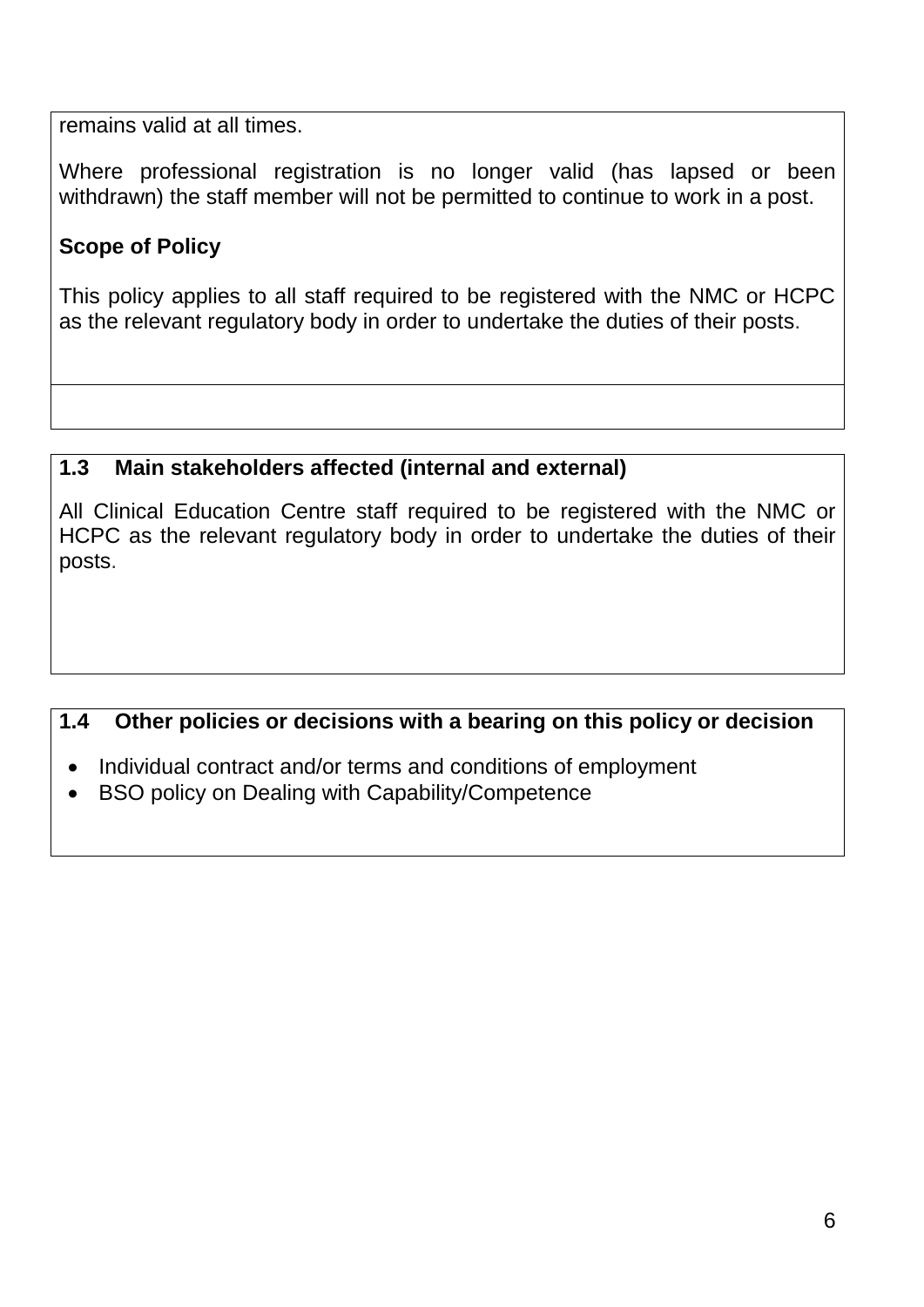remains valid at all times.

Where professional registration is no longer valid (has lapsed or been withdrawn) the staff member will not be permitted to continue to work in a post.

**Scope of Policy**

This policy applies to all staff required to be registered with the NMC or HCPC as the relevant regulatory body in order to undertake the duties of their posts.

### 1.3 Main stakeholders affected (internal and external)

All Clinical Education Centre staff required to be registered with the NMC or HCPC as the relevant regulatory body in order to undertake the duties of their posts.

### 1.4 Other policies or decisions with a bearing on this policy or decision

- Individual contract and/or terms and conditions of employment
- BSO policy on Dealing with Capability/Competence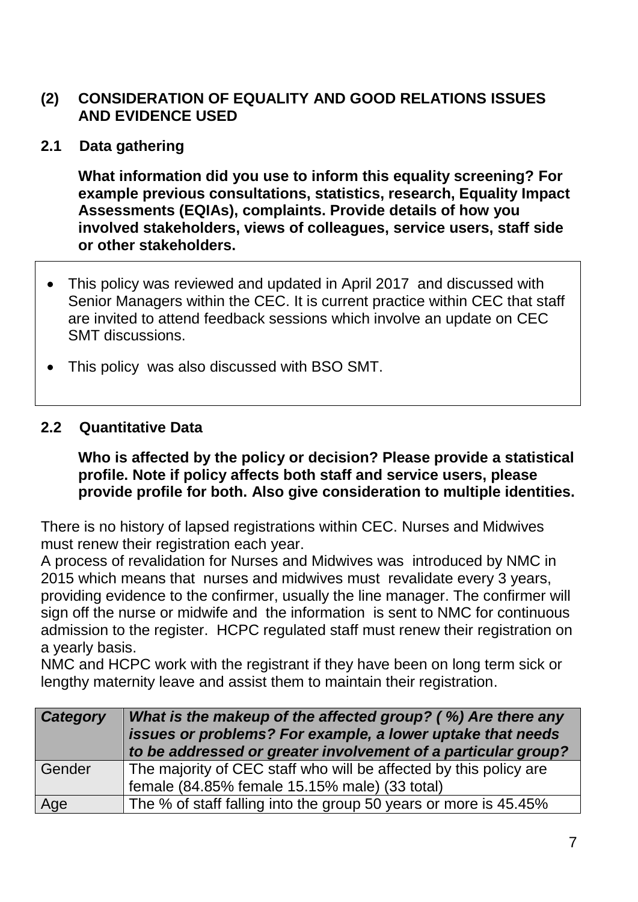## (2) CONSIDERATION OF EQUALITY AND GOOD RELATIONS ISSUES AND EVIDENCE USED

### 2.1 Data gathering

**What information did you use to inform this equality screening? For example previous consultations, statistics, research, Equality Impact Assessments (EQIAs), complaints. Provide details of how you involved stakeholders, views of colleagues, service users, staff side or other stakeholders.**

- This policy was reviewed and updated in April 2017 and discussed with Senior Managers within the CEC. It is current practice within CEC that staff are invited to attend feedback sessions which involve an update on CEC SMT discussions.
- This policy was also discussed with BSO SMT.

### 2.2 Quantitative Data

**Who is affected by the policy or decision? Please provide a statistical profile. Note if policy affects both staff and service users, please provide profile for both. Also give consideration to multiple identities.**

There is no history of lapsed registrations within CEC. Nurses and Midwives must renew their registration each year.
A process of revalidation for Nurses and Midwives was introduced by NMC in 2015 which means that nurses and midwives must revalidate every 3 years, providing evidence to the confirmer, usually the line manager. The confirmer will sign off the nurse or midwife and the information is sent to NMC for continuous admission to the register. HCPC regulated staff must renew their registration on a yearly basis.
NMC and HCPC work with the registrant if they have been on long term sick or lengthy maternity leave and assist them to maintain their registration.

| ***Category*** | ***What is the makeup of the affected group? ( %) Are there any issues or problems? For example, a lower uptake that needs to be addressed or greater involvement of a particular group?*** |
|---|---|
| Gender | The majority of CEC staff who will be affected by this policy are female (84.85% female 15.15% male) (33 total) |
| Age | The % of staff falling into the group 50 years or more is 45.45% |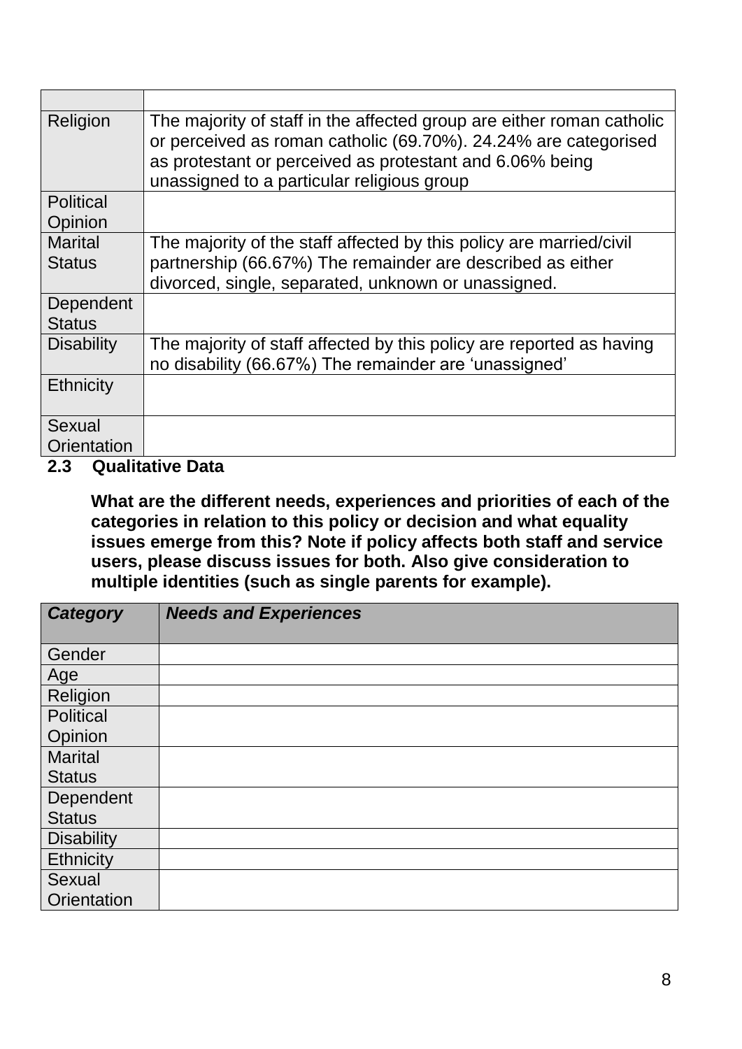| | |
|---|---|
| Religion | The majority of staff in the affected group are either roman catholic or perceived as roman catholic (69.70%). 24.24% are categorised as protestant or perceived as protestant and 6.06% being unassigned to a particular religious group |
| Political Opinion | |
| Marital Status | The majority of the staff affected by this policy are married/civil partnership (66.67%) The remainder are described as either divorced, single, separated, unknown or unassigned. |
| Dependent Status | |
| Disability | The majority of staff affected by this policy are reported as having no disability (66.67%) The remainder are 'unassigned' |
| Ethnicity | |
| Sexual Orientation | |

### 2.3 Qualitative Data

**What are the different needs, experiences and priorities of each of the categories in relation to this policy or decision and what equality issues emerge from this? Note if policy affects both staff and service users, please discuss issues for both. Also give consideration to multiple identities (such as single parents for example).**

| ***Category*** | ***Needs and Experiences*** |
|---|---|
| Gender | |
| Age | |
| Religion | |
| Political Opinion | |
| Marital Status | |
| Dependent Status | |
| Disability | |
| Ethnicity | |
| Sexual Orientation | |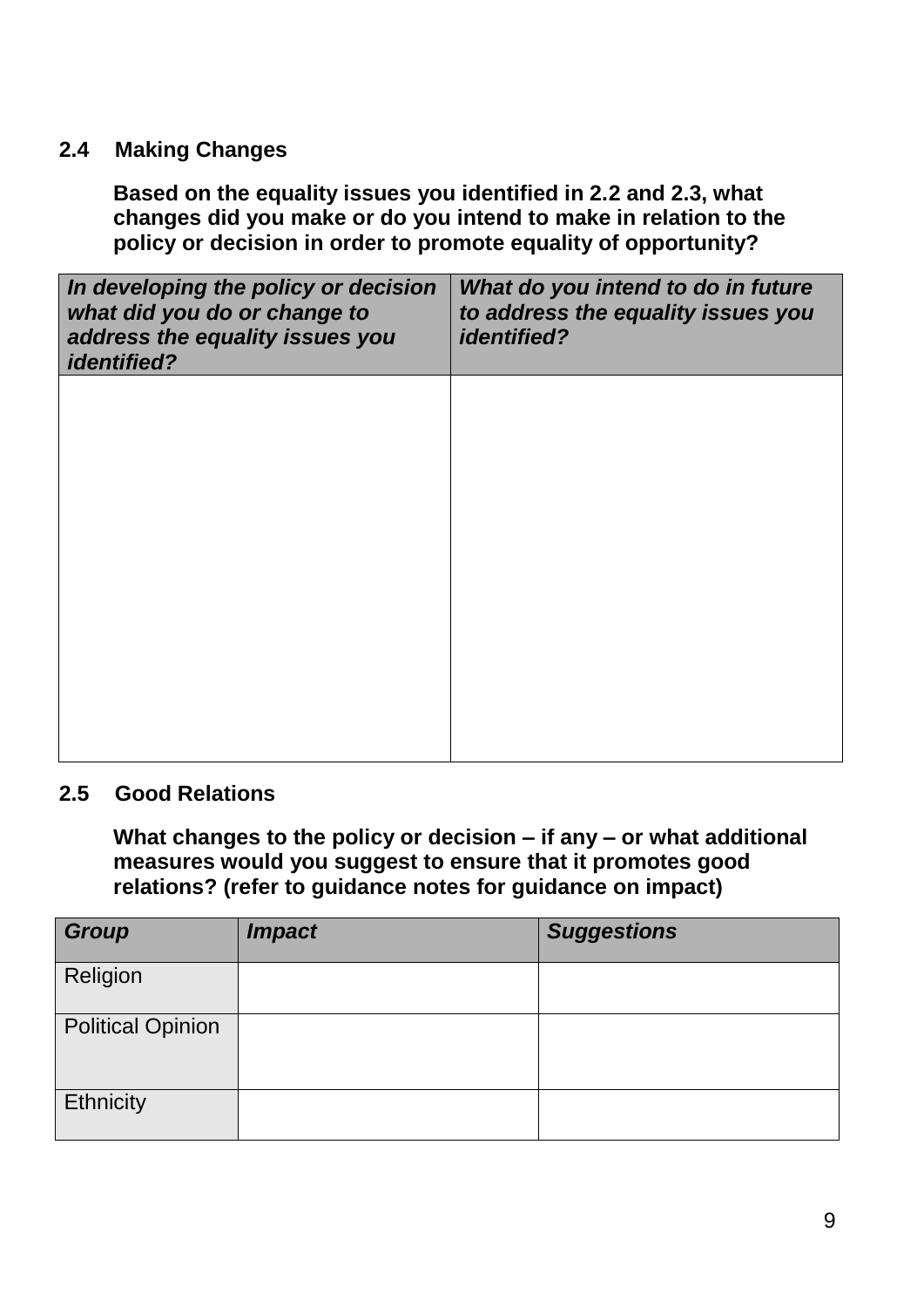### 2.4 Making Changes

**Based on the equality issues you identified in 2.2 and 2.3, what changes did you make or do you intend to make in relation to the policy or decision in order to promote equality of opportunity?**

| *In developing the policy or decision what did you do or change to address the equality issues you identified?* | *What do you intend to do in future to address the equality issues you identified?* |
|---|---|
| | |

### 2.5 Good Relations

**What changes to the policy or decision – if any – or what additional measures would you suggest to ensure that it promotes good relations? (refer to guidance notes for guidance on impact)**

| *Group* | *Impact* | *Suggestions* |
|---|---|---|
| Religion | | |
| Political Opinion | | |
| Ethnicity | | |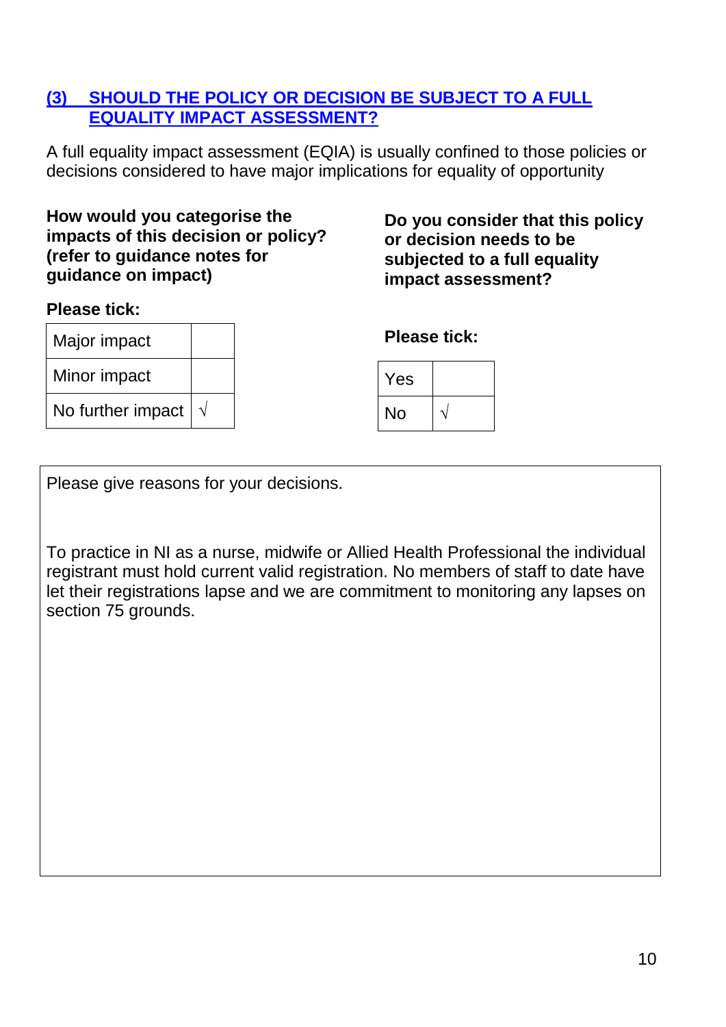## (3) SHOULD THE POLICY OR DECISION BE SUBJECT TO A FULL EQUALITY IMPACT ASSESSMENT?

A full equality impact assessment (EQIA) is usually confined to those policies or decisions considered to have major implications for equality of opportunity

**How would you categorise the impacts of this decision or policy? (refer to guidance notes for guidance on impact)**

**Please tick:**

| | |
|---|---|
| Major impact | |
| Minor impact | |
| No further impact | √ |

**Do you consider that this policy or decision needs to be subjected to a full equality impact assessment?**

**Please tick:**

| | |
|---|---|
| Yes | |
| No | √ |

Please give reasons for your decisions.

To practice in NI as a nurse, midwife or Allied Health Professional the individual registrant must hold current valid registration. No members of staff to date have let their registrations lapse and we are commitment to monitoring any lapses on section 75 grounds.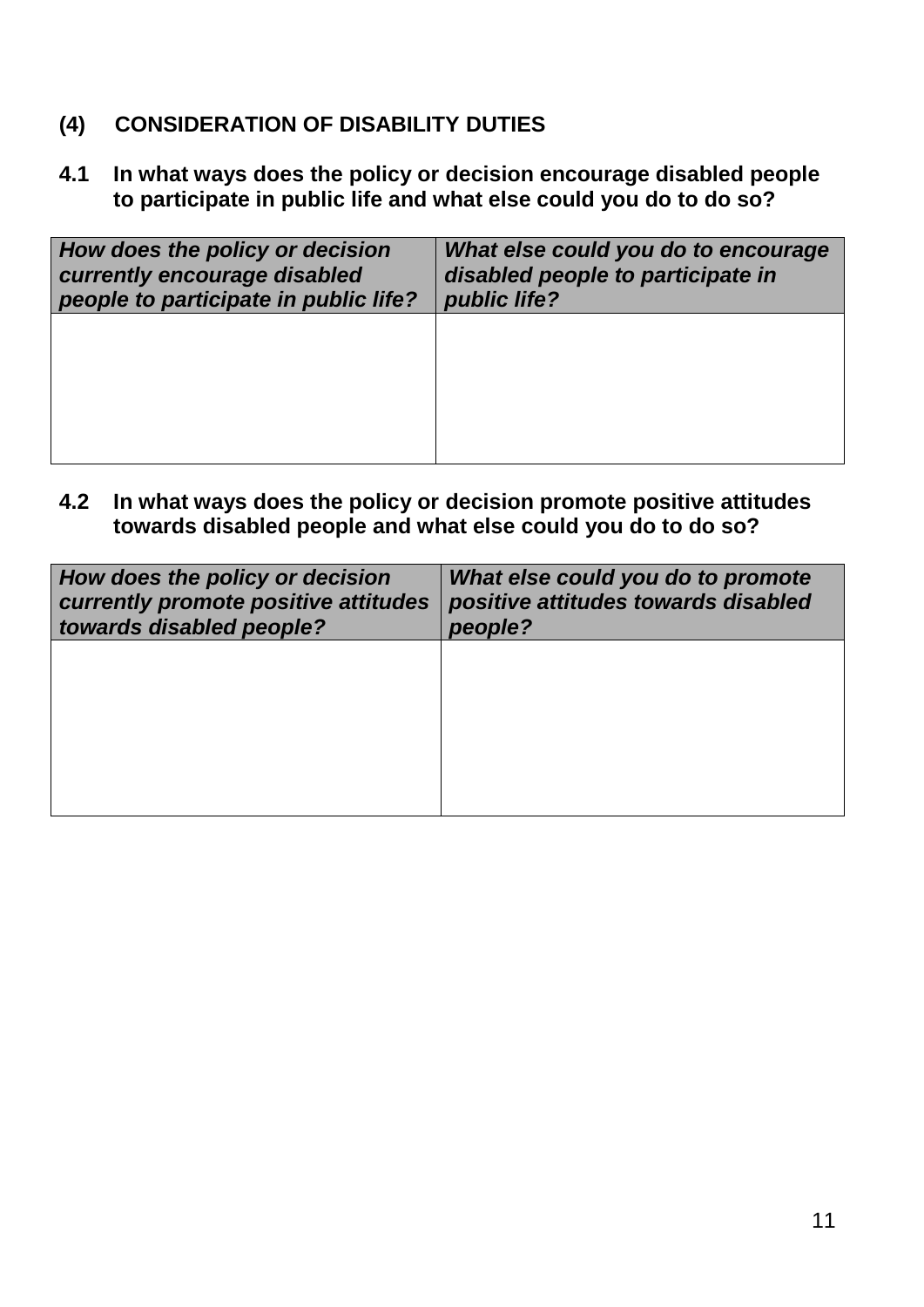## (4) CONSIDERATION OF DISABILITY DUTIES

**4.1 In what ways does the policy or decision encourage disabled people to participate in public life and what else could you do to do so?**

| ***How does the policy or decision currently encourage disabled people to participate in public life?*** | ***What else could you do to encourage disabled people to participate in public life?*** |
| --- | --- |
| | |

**4.2 In what ways does the policy or decision promote positive attitudes towards disabled people and what else could you do to do so?**

| ***How does the policy or decision currently promote positive attitudes towards disabled people?*** | ***What else could you do to promote positive attitudes towards disabled people?*** |
| --- | --- |
| | |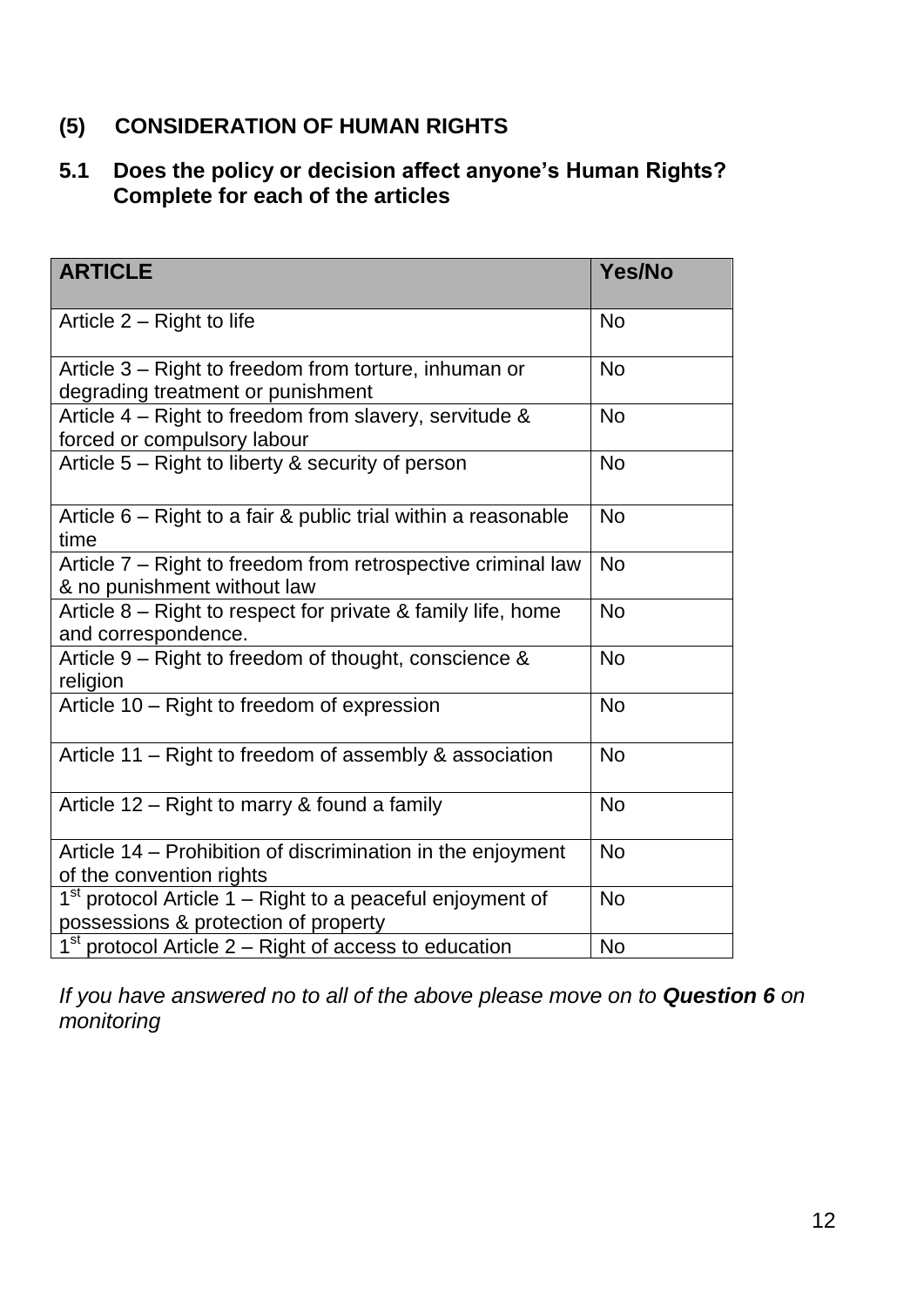## (5) CONSIDERATION OF HUMAN RIGHTS

### 5.1 Does the policy or decision affect anyone's Human Rights? Complete for each of the articles

| ARTICLE | Yes/No |
|---|---|
| Article 2 – Right to life | No |
| Article 3 – Right to freedom from torture, inhuman or degrading treatment or punishment | No |
| Article 4 – Right to freedom from slavery, servitude & forced or compulsory labour | No |
| Article 5 – Right to liberty & security of person | No |
| Article 6 – Right to a fair & public trial within a reasonable time | No |
| Article 7 – Right to freedom from retrospective criminal law & no punishment without law | No |
| Article 8 – Right to respect for private & family life, home and correspondence. | No |
| Article 9 – Right to freedom of thought, conscience & religion | No |
| Article 10 – Right to freedom of expression | No |
| Article 11 – Right to freedom of assembly & association | No |
| Article 12 – Right to marry & found a family | No |
| Article 14 – Prohibition of discrimination in the enjoyment of the convention rights | No |
| 1st protocol Article 1 – Right to a peaceful enjoyment of possessions & protection of property | No |
| 1st protocol Article 2 – Right of access to education | No |

*If you have answered no to all of the above please move on to **Question 6** on monitoring*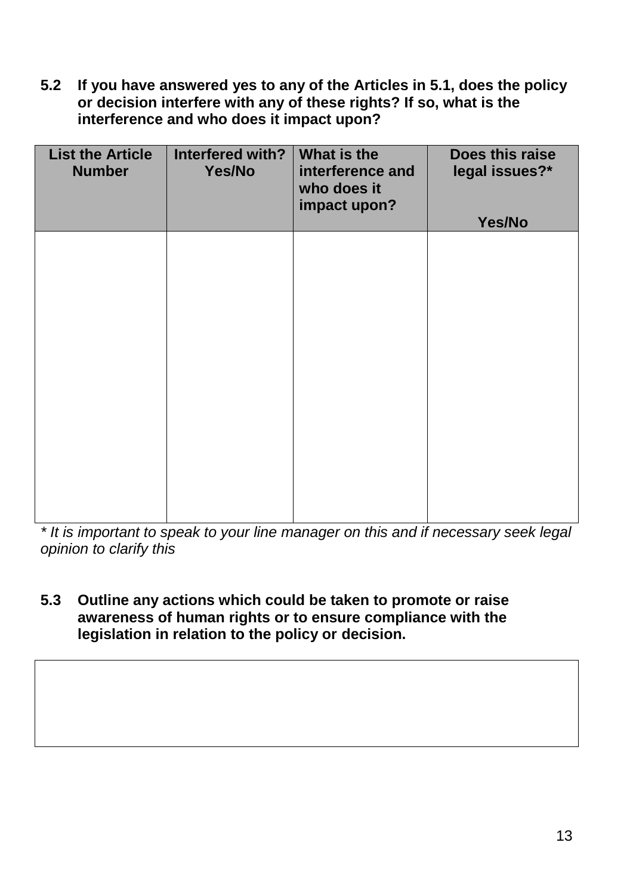**5.2 If you have answered yes to any of the Articles in 5.1, does the policy or decision interfere with any of these rights? If so, what is the interference and who does it impact upon?**

| List the Article Number | Interfered with? Yes/No | What is the interference and who does it impact upon? | Does this raise legal issues?* Yes/No |
|---|---|---|---|
| | | | |

*\* It is important to speak to your line manager on this and if necessary seek legal opinion to clarify this*

**5.3 Outline any actions which could be taken to promote or raise awareness of human rights or to ensure compliance with the legislation in relation to the policy or decision.**

| |
|---|
| |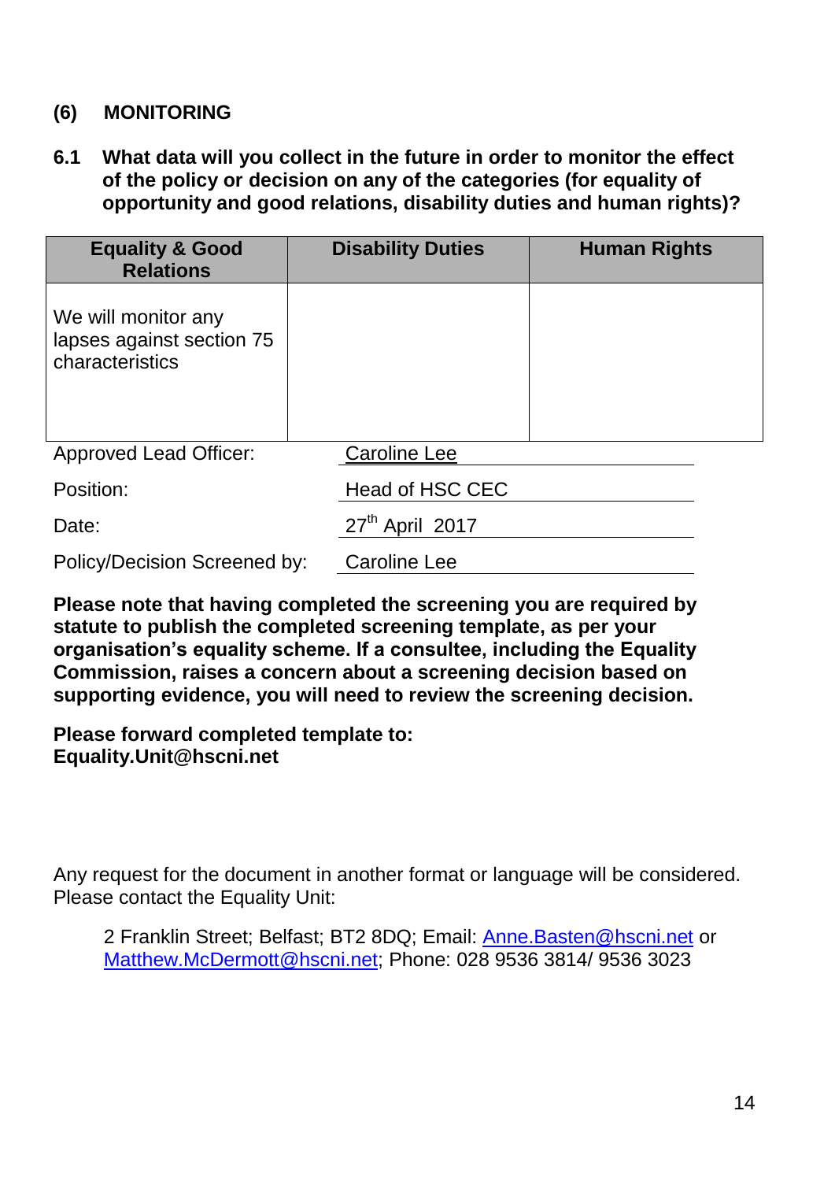## (6) MONITORING

**6.1 What data will you collect in the future in order to monitor the effect of the policy or decision on any of the categories (for equality of opportunity and good relations, disability duties and human rights)?**

| Equality & Good Relations | Disability Duties | Human Rights |
|---|---|---|
| We will monitor any lapses against section 75 characteristics | | |

| | |
|---|---|
| Approved Lead Officer: | Caroline Lee |
| Position: | Head of HSC CEC |
| Date: | 27th April 2017 |
| Policy/Decision Screened by: | Caroline Lee |

**Please note that having completed the screening you are required by statute to publish the completed screening template, as per your organisation's equality scheme. If a consultee, including the Equality Commission, raises a concern about a screening decision based on supporting evidence, you will need to review the screening decision.**

**Please forward completed template to:**
**Equality.Unit@hscni.net**

Any request for the document in another format or language will be considered. Please contact the Equality Unit:

2 Franklin Street; Belfast; BT2 8DQ; Email: Anne.Basten@hscni.net or Matthew.McDermott@hscni.net; Phone: 028 9536 3814/ 9536 3023